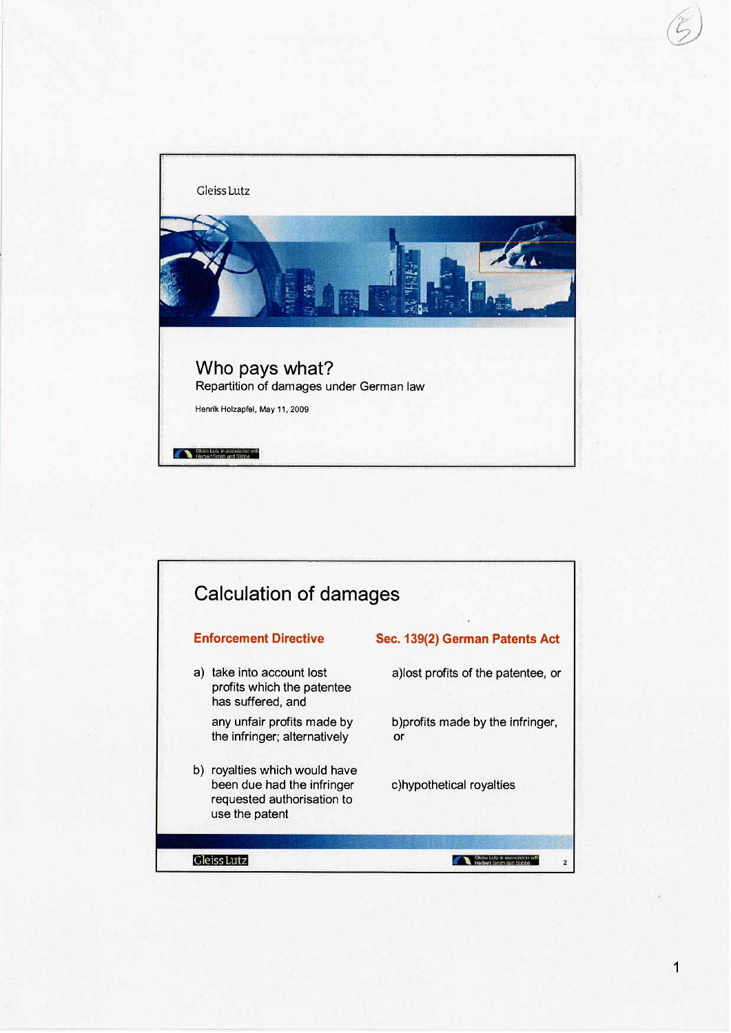Gleiss Lutz

# Who pays what?

Repartition of damages under German law

Henrik Holzapfel, May 11, 2009

## Calculation of damages

| Enforcement Directive | Sec. 139(2) German Patents Act |
|---|---|
| a) take into account lost profits which the patentee has suffered, and | a) lost profits of the patentee, or |
| any unfair profits made by the infringer; alternatively | b) profits made by the infringer, or |
| b) royalties which would have been due had the infringer requested authorisation to use the patent | c) hypothetical royalties |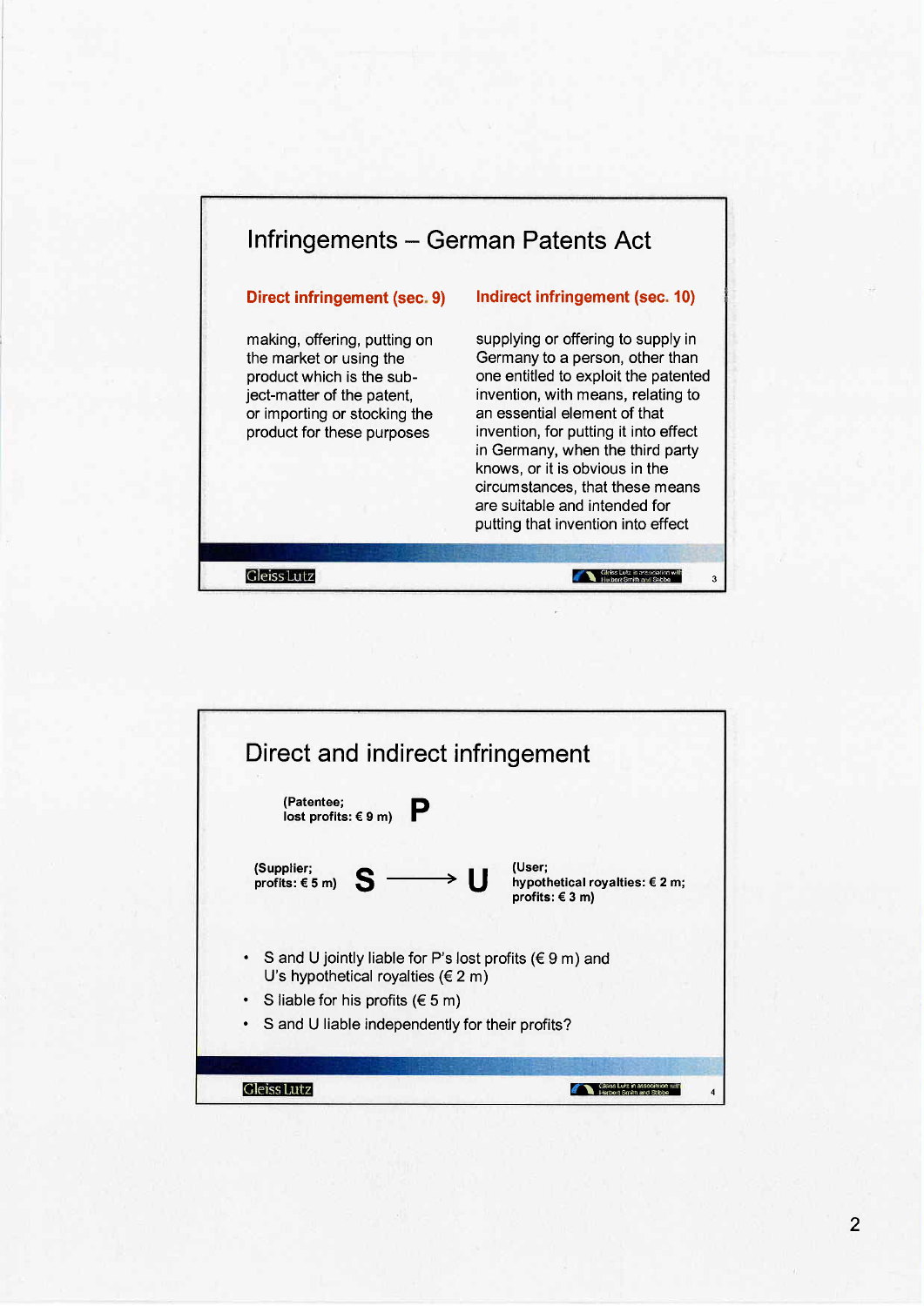## Infringements – German Patents Act

**Direct infringement (sec. 9)**

making, offering, putting on the market or using the product which is the subject-matter of the patent, or importing or stocking the product for these purposes

**Indirect infringement (sec. 10)**

supplying or offering to supply in Germany to a person, other than one entitled to exploit the patented invention, with means, relating to an essential element of that invention, for putting it into effect in Germany, when the third party knows, or it is obvious in the circumstances, that these means are suitable and intended for putting that invention into effect

## Direct and indirect infringement

(Patentee; lost profits: € 9 m) **P**

(Supplier; profits: € 5 m) **S** ⟶ **U** (User; hypothetical royalties: € 2 m; profits: € 3 m)

- S and U jointly liable for P's lost profits (€ 9 m) and U's hypothetical royalties (€ 2 m)
- S liable for his profits (€ 5 m)
- S and U liable independently for their profits?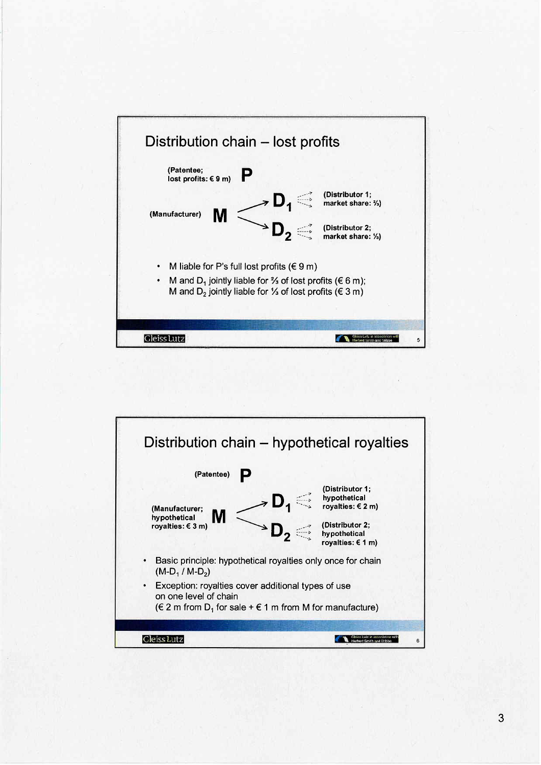## Distribution chain – lost profits

(Patentee; lost profits: € 9 m) **P**

(Manufacturer) **M** → $D_1$ (Distributor 1; market share: ⅔)

(Manufacturer) **M** → $D_2$ (Distributor 2; market share: ⅓)

- M liable for P's full lost profits (€ 9 m)
- M and $D_1$ jointly liable for ⅔ of lost profits (€ 6 m); M and $D_2$ jointly liable for ⅓ of lost profits (€ 3 m)

## Distribution chain – hypothetical royalties

(Patentee) **P**

(Manufacturer; hypothetical royalties: € 3 m) **M** → $D_1$ (Distributor 1; hypothetical royalties: € 2 m)

(Manufacturer; hypothetical royalties: € 3 m) **M** → $D_2$ (Distributor 2; hypothetical royalties: € 1 m)

- Basic principle: hypothetical royalties only once for chain ($M$-$D_1$ / $M$-$D_2$)
- Exception: royalties cover additional types of use on one level of chain (€ 2 m from $D_1$ for sale + € 1 m from M for manufacture)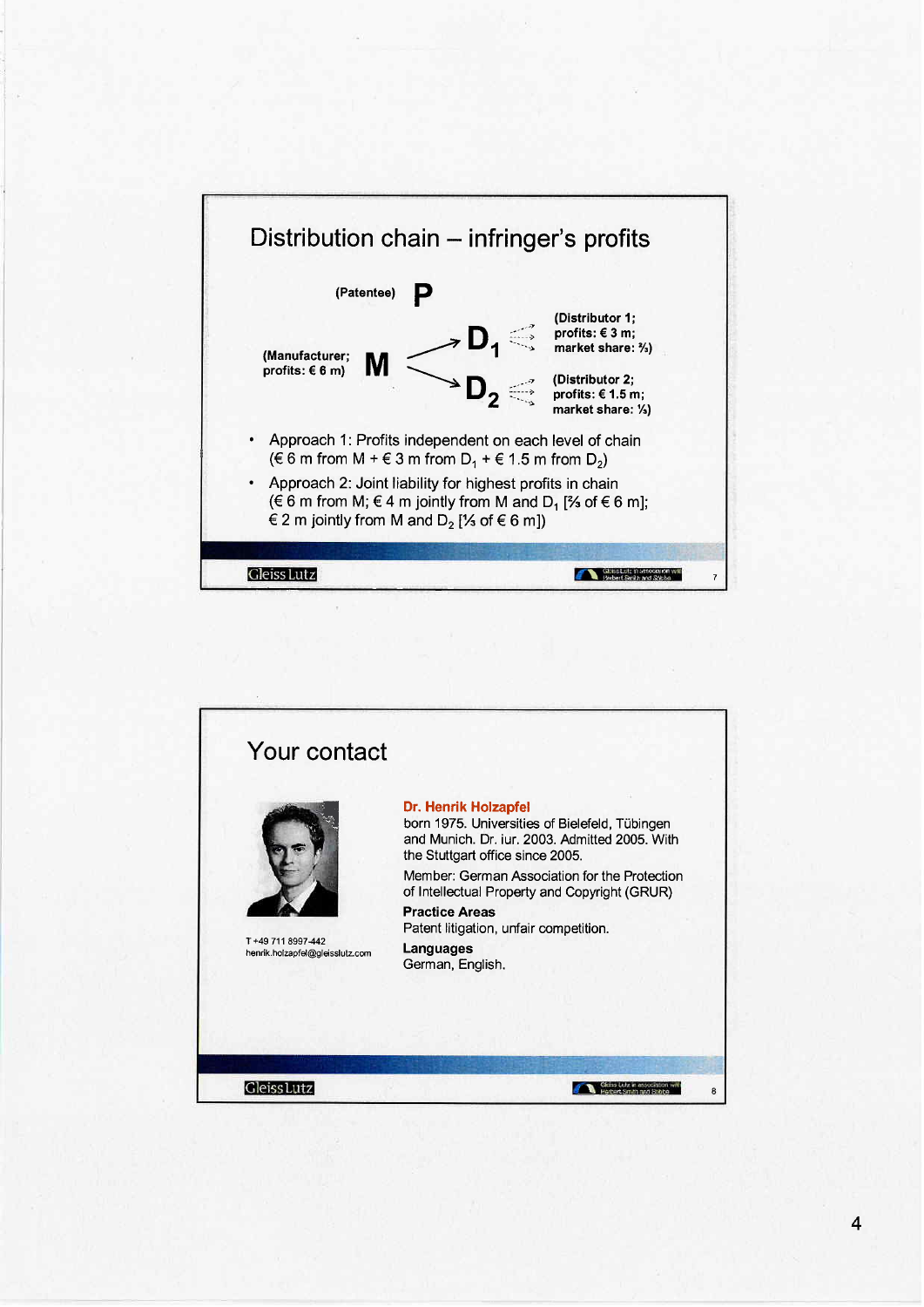## Distribution chain – infringer's profits

(Patentee) **P**

(Manufacturer; profits: € 6 m) **M**

**$D_1$** (Distributor 1; profits: € 3 m; market share: ⅔)

**$D_2$** (Distributor 2; profits: € 1.5 m; market share: ⅓)

- Approach 1: Profits independent on each level of chain (€ 6 m from M + € 3 m from $D_1$ + € 1.5 m from $D_2$)
- Approach 2: Joint liability for highest profits in chain (€ 6 m from M; € 4 m jointly from M and $D_1$ [⅔ of € 6 m]; € 2 m jointly from M and $D_2$ [⅓ of € 6 m])

Gleiss Lutz

## Your contact

T +49 711 8997-442
henrik.holzapfel@gleisslutz.com

**Dr. Henrik Holzapfel**
born 1975. Universities of Bielefeld, Tübingen and Munich. Dr. iur. 2003. Admitted 2005. With the Stuttgart office since 2005.

Member: German Association for the Protection of Intellectual Property and Copyright (GRUR)

**Practice Areas**
Patent litigation, unfair competition.

**Languages**
German, English.

Gleiss Lutz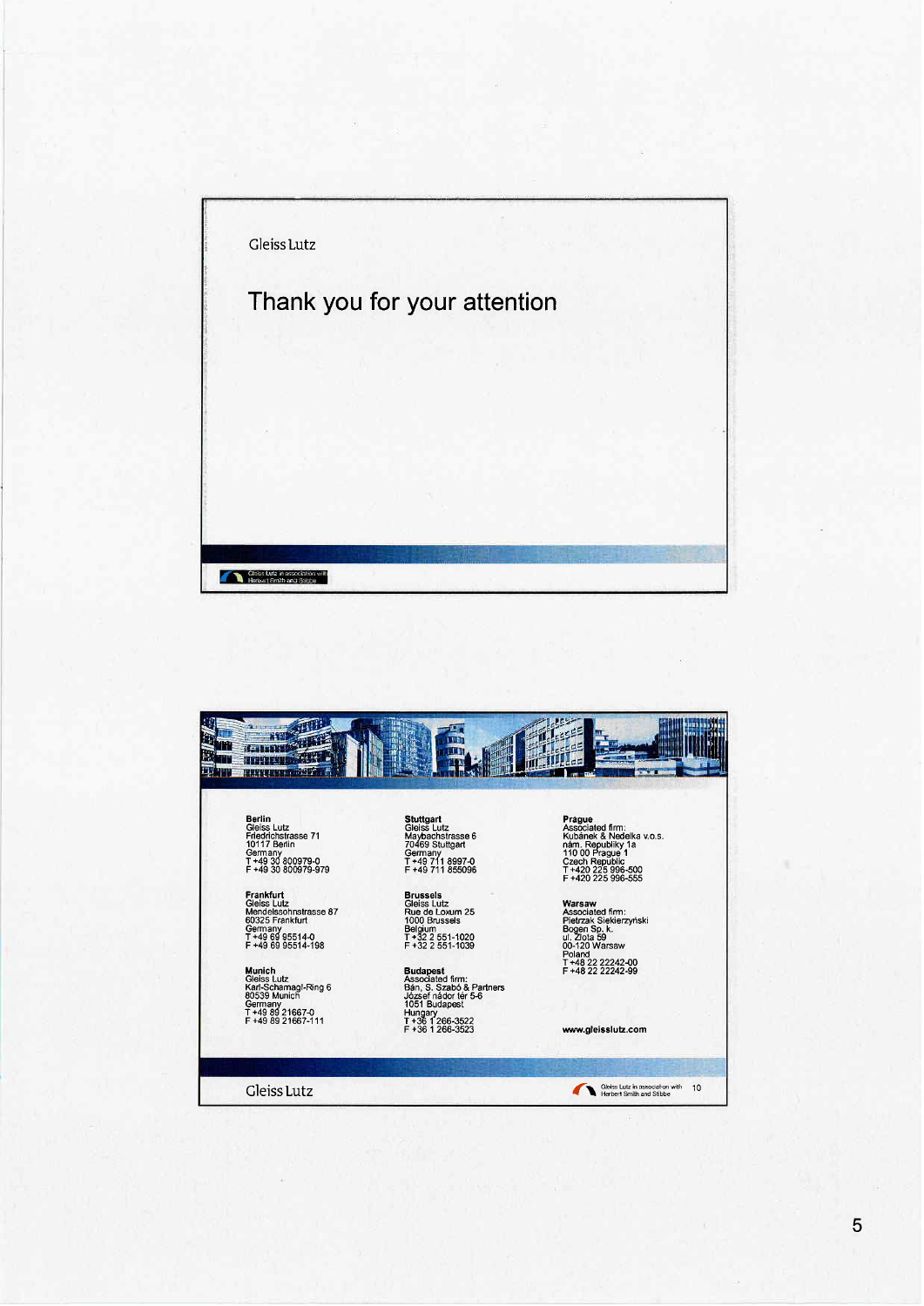Gleiss Lutz

# Thank you for your attention

Gleiss Lutz in association with Herbert Smith and Stibbe

**Berlin**
Gleiss Lutz
Friedrichstrasse 71
10117 Berlin
Germany
T +49 30 800979-0
F +49 30 800979-979

**Frankfurt**
Gleiss Lutz
Mendelssohnstrasse 87
60325 Frankfurt
Germany
T +49 69 95514-0
F +49 69 95514-198

**Munich**
Gleiss Lutz
Karl-Scharnagl-Ring 6
80539 Munich
Germany
T +49 89 21667-0
F +49 89 21667-111

**Stuttgart**
Gleiss Lutz
Maybachstrasse 6
70469 Stuttgart
Germany
T +49 711 8997-0
F +49 711 855096

**Brussels**
Gleiss Lutz
Rue de Loxum 25
1000 Brussels
Belgium
T +32 2 551-1020
F +32 2 551-1039

**Budapest**
Associated firm:
Bán, S. Szabó & Partners
József nádor tér 5-6
1051 Budapest
Hungary
T +36 1 266-3522
F +36 1 266-3523

**Prague**
Associated firm:
Kubánek & Nedelka v.o.s.
nám. Republiky 1a
110 00 Prague 1
Czech Republic
T +420 225 996-500
F +420 225 996-555

**Warsaw**
Associated firm:
Pietrzak Siekierzyński
Bogen Sp. k.
ul. Złota 59
00-120 Warsaw
Poland
T +48 22 22242-00
F +48 22 22242-99

**www.gleisslutz.com**

Gleiss Lutz

Gleiss Lutz in association with Herbert Smith and Stibbe